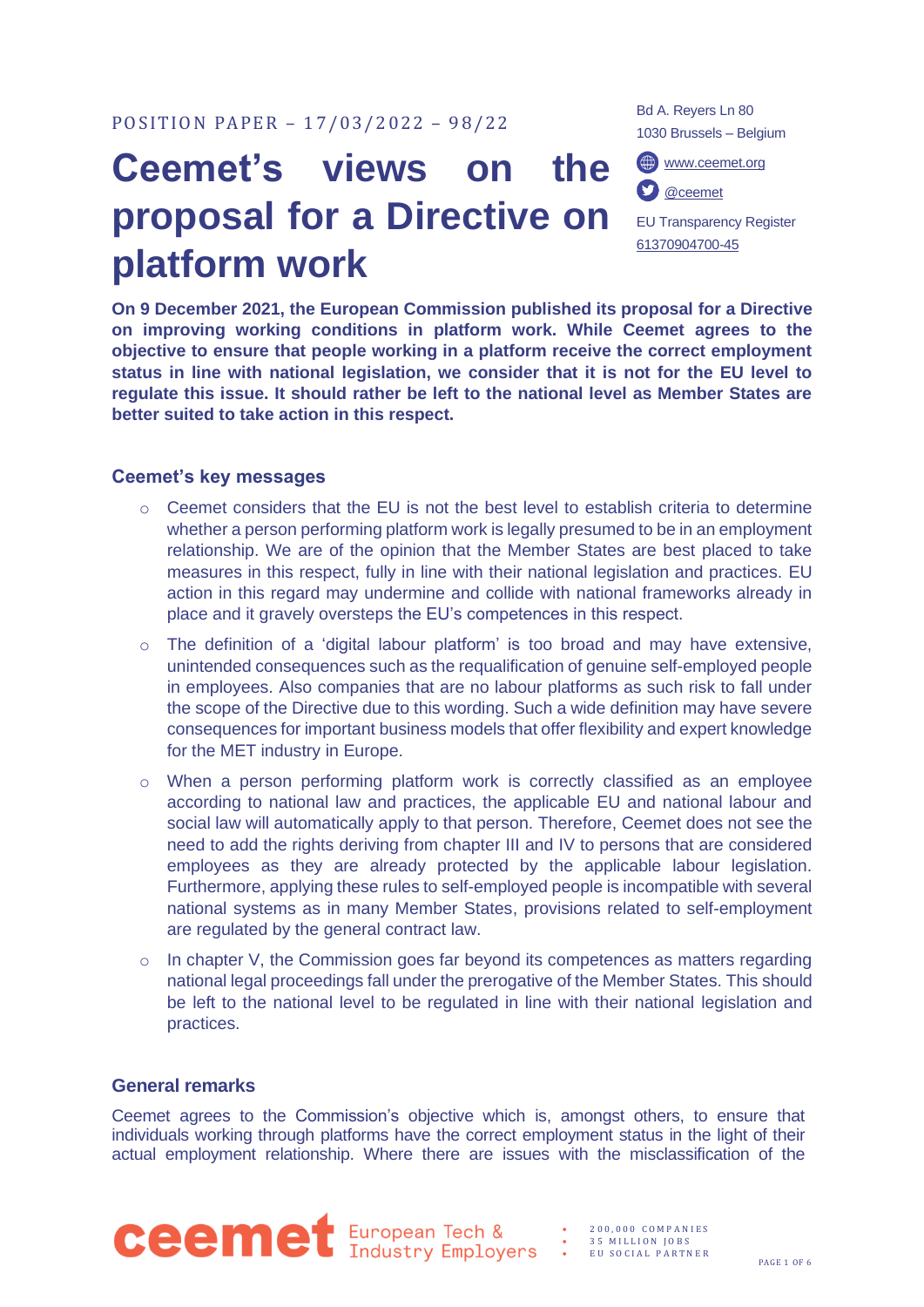POSITION PAPER – 17/03/2022 – 98/22

# Ceemet's views on the proposal for a Directive on platform work

Bd A. Reyers Ln 80
1030 Brussels – Belgium

www.ceemet.org

@ceemet

EU Transparency Register
61370904700-45

**On 9 December 2021, the European Commission published its proposal for a Directive on improving working conditions in platform work. While Ceemet agrees to the objective to ensure that people working in a platform receive the correct employment status in line with national legislation, we consider that it is not for the EU level to regulate this issue. It should rather be left to the national level as Member States are better suited to take action in this respect.**

## Ceemet's key messages

- Ceemet considers that the EU is not the best level to establish criteria to determine whether a person performing platform work is legally presumed to be in an employment relationship. We are of the opinion that the Member States are best placed to take measures in this respect, fully in line with their national legislation and practices. EU action in this regard may undermine and collide with national frameworks already in place and it gravely oversteps the EU's competences in this respect.
- The definition of a 'digital labour platform' is too broad and may have extensive, unintended consequences such as the requalification of genuine self-employed people in employees. Also companies that are no labour platforms as such risk to fall under the scope of the Directive due to this wording. Such a wide definition may have severe consequences for important business models that offer flexibility and expert knowledge for the MET industry in Europe.
- When a person performing platform work is correctly classified as an employee according to national law and practices, the applicable EU and national labour and social law will automatically apply to that person. Therefore, Ceemet does not see the need to add the rights deriving from chapter III and IV to persons that are considered employees as they are already protected by the applicable labour legislation. Furthermore, applying these rules to self-employed people is incompatible with several national systems as in many Member States, provisions related to self-employment are regulated by the general contract law.
- In chapter V, the Commission goes far beyond its competences as matters regarding national legal proceedings fall under the prerogative of the Member States. This should be left to the national level to be regulated in line with their national legislation and practices.

## General remarks

Ceemet agrees to the Commission's objective which is, amongst others, to ensure that individuals working through platforms have the correct employment status in the light of their actual employment relationship. Where there are issues with the misclassification of the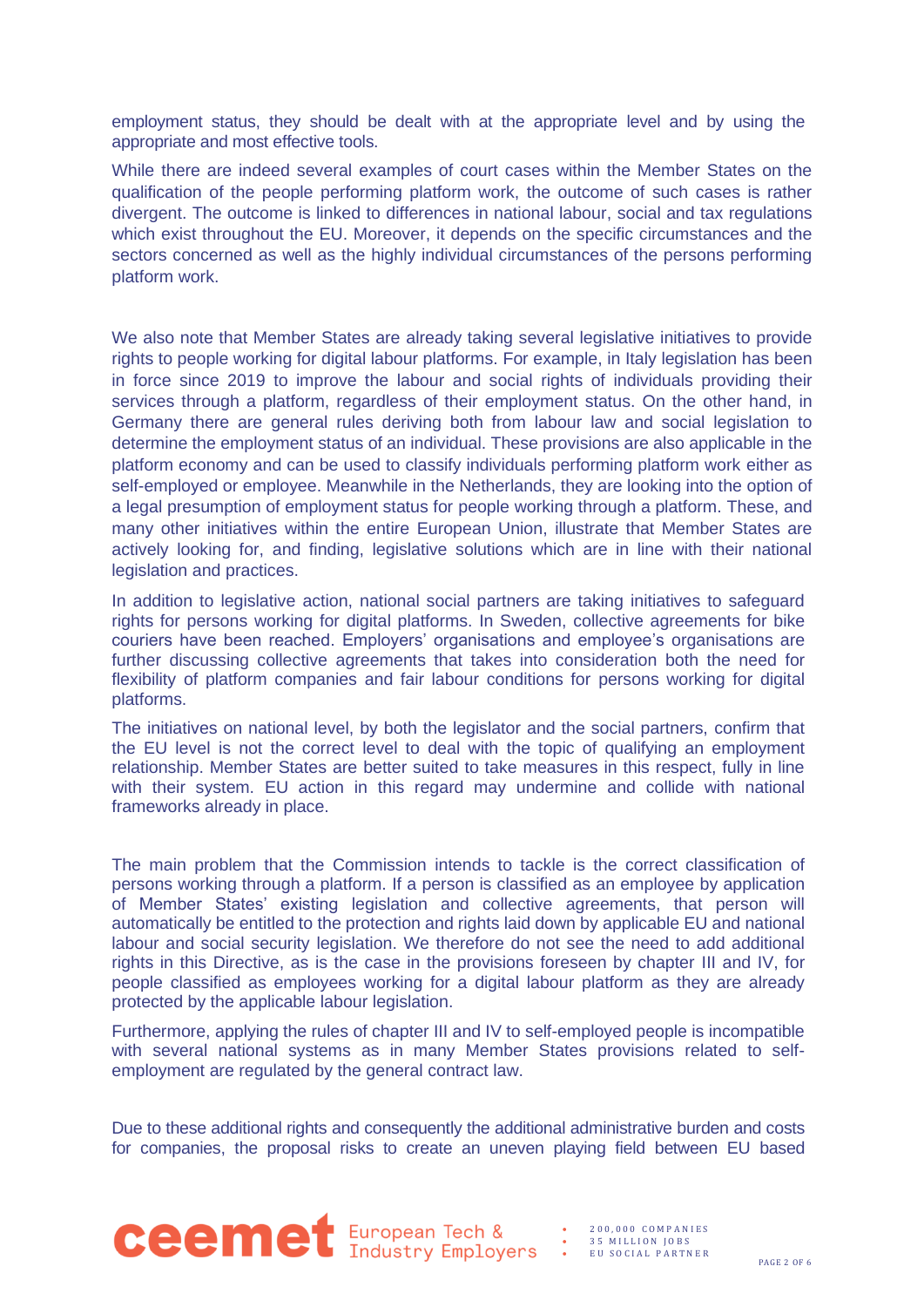employment status, they should be dealt with at the appropriate level and by using the appropriate and most effective tools.

While there are indeed several examples of court cases within the Member States on the qualification of the people performing platform work, the outcome of such cases is rather divergent. The outcome is linked to differences in national labour, social and tax regulations which exist throughout the EU. Moreover, it depends on the specific circumstances and the sectors concerned as well as the highly individual circumstances of the persons performing platform work.

We also note that Member States are already taking several legislative initiatives to provide rights to people working for digital labour platforms. For example, in Italy legislation has been in force since 2019 to improve the labour and social rights of individuals providing their services through a platform, regardless of their employment status. On the other hand, in Germany there are general rules deriving both from labour law and social legislation to determine the employment status of an individual. These provisions are also applicable in the platform economy and can be used to classify individuals performing platform work either as self-employed or employee. Meanwhile in the Netherlands, they are looking into the option of a legal presumption of employment status for people working through a platform. These, and many other initiatives within the entire European Union, illustrate that Member States are actively looking for, and finding, legislative solutions which are in line with their national legislation and practices.

In addition to legislative action, national social partners are taking initiatives to safeguard rights for persons working for digital platforms. In Sweden, collective agreements for bike couriers have been reached. Employers' organisations and employee's organisations are further discussing collective agreements that takes into consideration both the need for flexibility of platform companies and fair labour conditions for persons working for digital platforms.

The initiatives on national level, by both the legislator and the social partners, confirm that the EU level is not the correct level to deal with the topic of qualifying an employment relationship. Member States are better suited to take measures in this respect, fully in line with their system. EU action in this regard may undermine and collide with national frameworks already in place.

The main problem that the Commission intends to tackle is the correct classification of persons working through a platform. If a person is classified as an employee by application of Member States' existing legislation and collective agreements, that person will automatically be entitled to the protection and rights laid down by applicable EU and national labour and social security legislation. We therefore do not see the need to add additional rights in this Directive, as is the case in the provisions foreseen by chapter III and IV, for people classified as employees working for a digital labour platform as they are already protected by the applicable labour legislation.

Furthermore, applying the rules of chapter III and IV to self-employed people is incompatible with several national systems as in many Member States provisions related to self-employment are regulated by the general contract law.

Due to these additional rights and consequently the additional administrative burden and costs for companies, the proposal risks to create an uneven playing field between EU based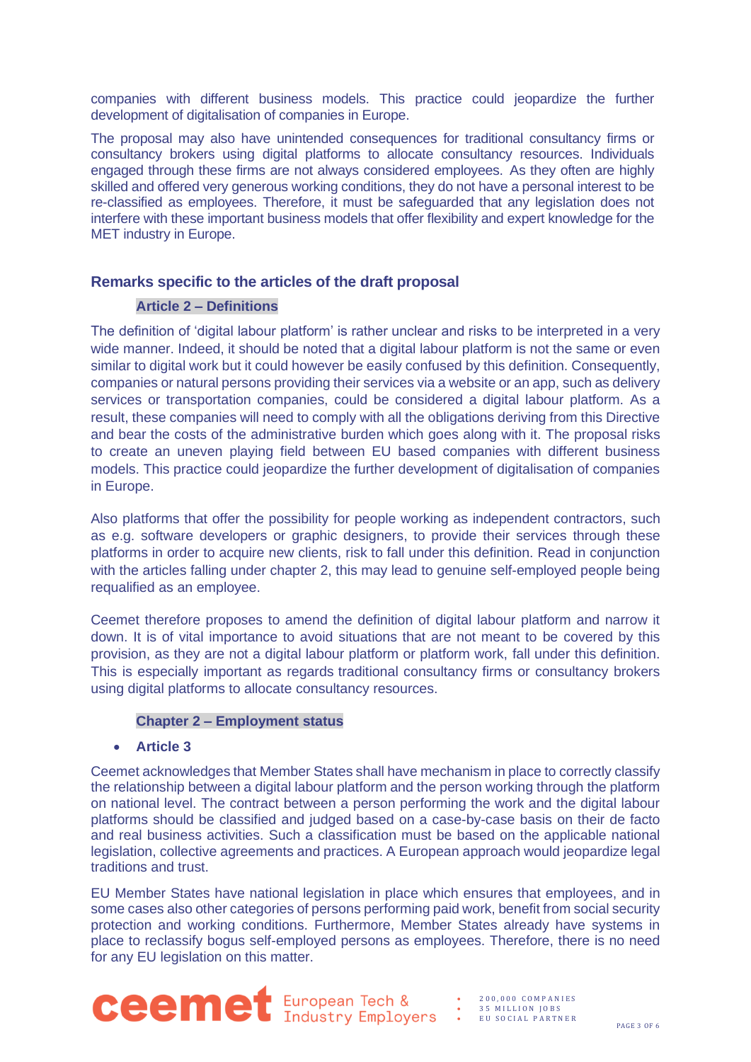companies with different business models. This practice could jeopardize the further development of digitalisation of companies in Europe.

The proposal may also have unintended consequences for traditional consultancy firms or consultancy brokers using digital platforms to allocate consultancy resources. Individuals engaged through these firms are not always considered employees. As they often are highly skilled and offered very generous working conditions, they do not have a personal interest to be re-classified as employees. Therefore, it must be safeguarded that any legislation does not interfere with these important business models that offer flexibility and expert knowledge for the MET industry in Europe.

## Remarks specific to the articles of the draft proposal

### Article 2 – Definitions

The definition of 'digital labour platform' is rather unclear and risks to be interpreted in a very wide manner. Indeed, it should be noted that a digital labour platform is not the same or even similar to digital work but it could however be easily confused by this definition. Consequently, companies or natural persons providing their services via a website or an app, such as delivery services or transportation companies, could be considered a digital labour platform. As a result, these companies will need to comply with all the obligations deriving from this Directive and bear the costs of the administrative burden which goes along with it. The proposal risks to create an uneven playing field between EU based companies with different business models. This practice could jeopardize the further development of digitalisation of companies in Europe.

Also platforms that offer the possibility for people working as independent contractors, such as e.g. software developers or graphic designers, to provide their services through these platforms in order to acquire new clients, risk to fall under this definition. Read in conjunction with the articles falling under chapter 2, this may lead to genuine self-employed people being requalified as an employee.

Ceemet therefore proposes to amend the definition of digital labour platform and narrow it down. It is of vital importance to avoid situations that are not meant to be covered by this provision, as they are not a digital labour platform or platform work, fall under this definition. This is especially important as regards traditional consultancy firms or consultancy brokers using digital platforms to allocate consultancy resources.

### Chapter 2 – Employment status

- **Article 3**

Ceemet acknowledges that Member States shall have mechanism in place to correctly classify the relationship between a digital labour platform and the person working through the platform on national level. The contract between a person performing the work and the digital labour platforms should be classified and judged based on a case-by-case basis on their de facto and real business activities. Such a classification must be based on the applicable national legislation, collective agreements and practices. A European approach would jeopardize legal traditions and trust.

EU Member States have national legislation in place which ensures that employees, and in some cases also other categories of persons performing paid work, benefit from social security protection and working conditions. Furthermore, Member States already have systems in place to reclassify bogus self-employed persons as employees. Therefore, there is no need for any EU legislation on this matter.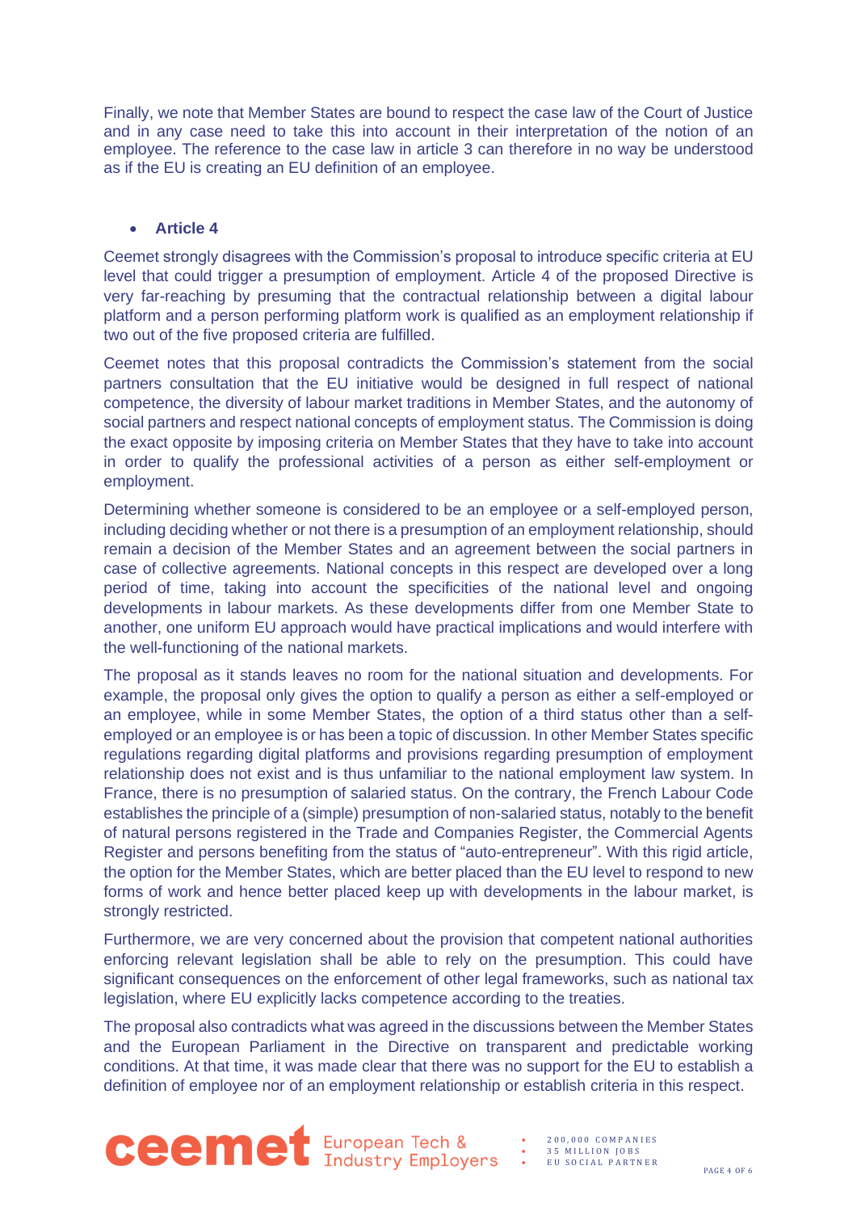Finally, we note that Member States are bound to respect the case law of the Court of Justice and in any case need to take this into account in their interpretation of the notion of an employee. The reference to the case law in article 3 can therefore in no way be understood as if the EU is creating an EU definition of an employee.

- **Article 4**

Ceemet strongly disagrees with the Commission's proposal to introduce specific criteria at EU level that could trigger a presumption of employment. Article 4 of the proposed Directive is very far-reaching by presuming that the contractual relationship between a digital labour platform and a person performing platform work is qualified as an employment relationship if two out of the five proposed criteria are fulfilled.

Ceemet notes that this proposal contradicts the Commission's statement from the social partners consultation that the EU initiative would be designed in full respect of national competence, the diversity of labour market traditions in Member States, and the autonomy of social partners and respect national concepts of employment status. The Commission is doing the exact opposite by imposing criteria on Member States that they have to take into account in order to qualify the professional activities of a person as either self-employment or employment.

Determining whether someone is considered to be an employee or a self-employed person, including deciding whether or not there is a presumption of an employment relationship, should remain a decision of the Member States and an agreement between the social partners in case of collective agreements. National concepts in this respect are developed over a long period of time, taking into account the specificities of the national level and ongoing developments in labour markets. As these developments differ from one Member State to another, one uniform EU approach would have practical implications and would interfere with the well-functioning of the national markets.

The proposal as it stands leaves no room for the national situation and developments. For example, the proposal only gives the option to qualify a person as either a self-employed or an employee, while in some Member States, the option of a third status other than a self-employed or an employee is or has been a topic of discussion. In other Member States specific regulations regarding digital platforms and provisions regarding presumption of employment relationship does not exist and is thus unfamiliar to the national employment law system. In France, there is no presumption of salaried status. On the contrary, the French Labour Code establishes the principle of a (simple) presumption of non-salaried status, notably to the benefit of natural persons registered in the Trade and Companies Register, the Commercial Agents Register and persons benefiting from the status of "auto-entrepreneur". With this rigid article, the option for the Member States, which are better placed than the EU level to respond to new forms of work and hence better placed keep up with developments in the labour market, is strongly restricted.

Furthermore, we are very concerned about the provision that competent national authorities enforcing relevant legislation shall be able to rely on the presumption. This could have significant consequences on the enforcement of other legal frameworks, such as national tax legislation, where EU explicitly lacks competence according to the treaties.

The proposal also contradicts what was agreed in the discussions between the Member States and the European Parliament in the Directive on transparent and predictable working conditions. At that time, it was made clear that there was no support for the EU to establish a definition of employee nor of an employment relationship or establish criteria in this respect.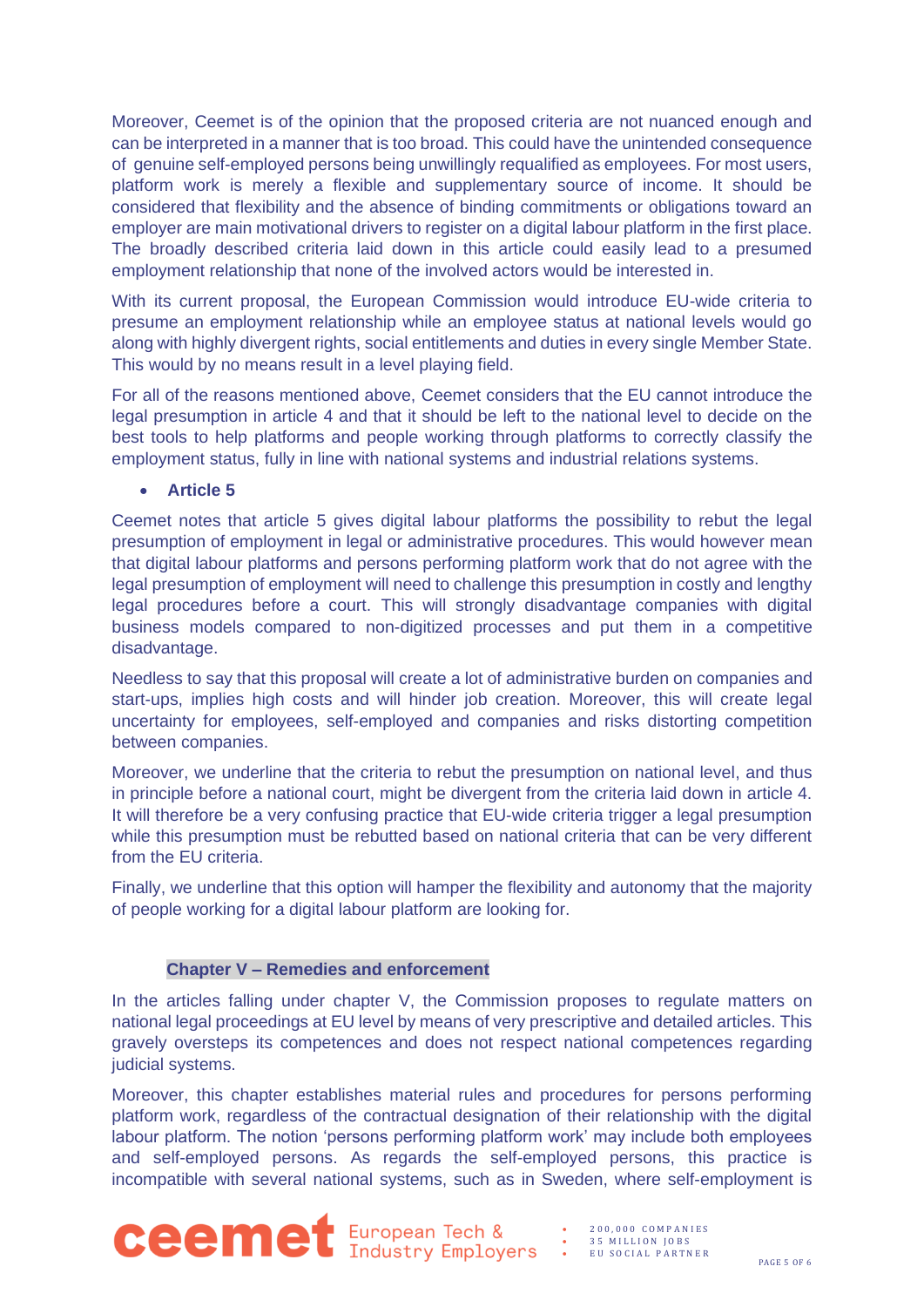Moreover, Ceemet is of the opinion that the proposed criteria are not nuanced enough and can be interpreted in a manner that is too broad. This could have the unintended consequence of genuine self-employed persons being unwillingly requalified as employees. For most users, platform work is merely a flexible and supplementary source of income. It should be considered that flexibility and the absence of binding commitments or obligations toward an employer are main motivational drivers to register on a digital labour platform in the first place. The broadly described criteria laid down in this article could easily lead to a presumed employment relationship that none of the involved actors would be interested in.

With its current proposal, the European Commission would introduce EU-wide criteria to presume an employment relationship while an employee status at national levels would go along with highly divergent rights, social entitlements and duties in every single Member State. This would by no means result in a level playing field.

For all of the reasons mentioned above, Ceemet considers that the EU cannot introduce the legal presumption in article 4 and that it should be left to the national level to decide on the best tools to help platforms and people working through platforms to correctly classify the employment status, fully in line with national systems and industrial relations systems.

- **Article 5**

Ceemet notes that article 5 gives digital labour platforms the possibility to rebut the legal presumption of employment in legal or administrative procedures. This would however mean that digital labour platforms and persons performing platform work that do not agree with the legal presumption of employment will need to challenge this presumption in costly and lengthy legal procedures before a court. This will strongly disadvantage companies with digital business models compared to non-digitized processes and put them in a competitive disadvantage.

Needless to say that this proposal will create a lot of administrative burden on companies and start-ups, implies high costs and will hinder job creation. Moreover, this will create legal uncertainty for employees, self-employed and companies and risks distorting competition between companies.

Moreover, we underline that the criteria to rebut the presumption on national level, and thus in principle before a national court, might be divergent from the criteria laid down in article 4. It will therefore be a very confusing practice that EU-wide criteria trigger a legal presumption while this presumption must be rebutted based on national criteria that can be very different from the EU criteria.

Finally, we underline that this option will hamper the flexibility and autonomy that the majority of people working for a digital labour platform are looking for.

## Chapter V – Remedies and enforcement

In the articles falling under chapter V, the Commission proposes to regulate matters on national legal proceedings at EU level by means of very prescriptive and detailed articles. This gravely oversteps its competences and does not respect national competences regarding judicial systems.

Moreover, this chapter establishes material rules and procedures for persons performing platform work, regardless of the contractual designation of their relationship with the digital labour platform. The notion 'persons performing platform work' may include both employees and self-employed persons. As regards the self-employed persons, this practice is incompatible with several national systems, such as in Sweden, where self-employment is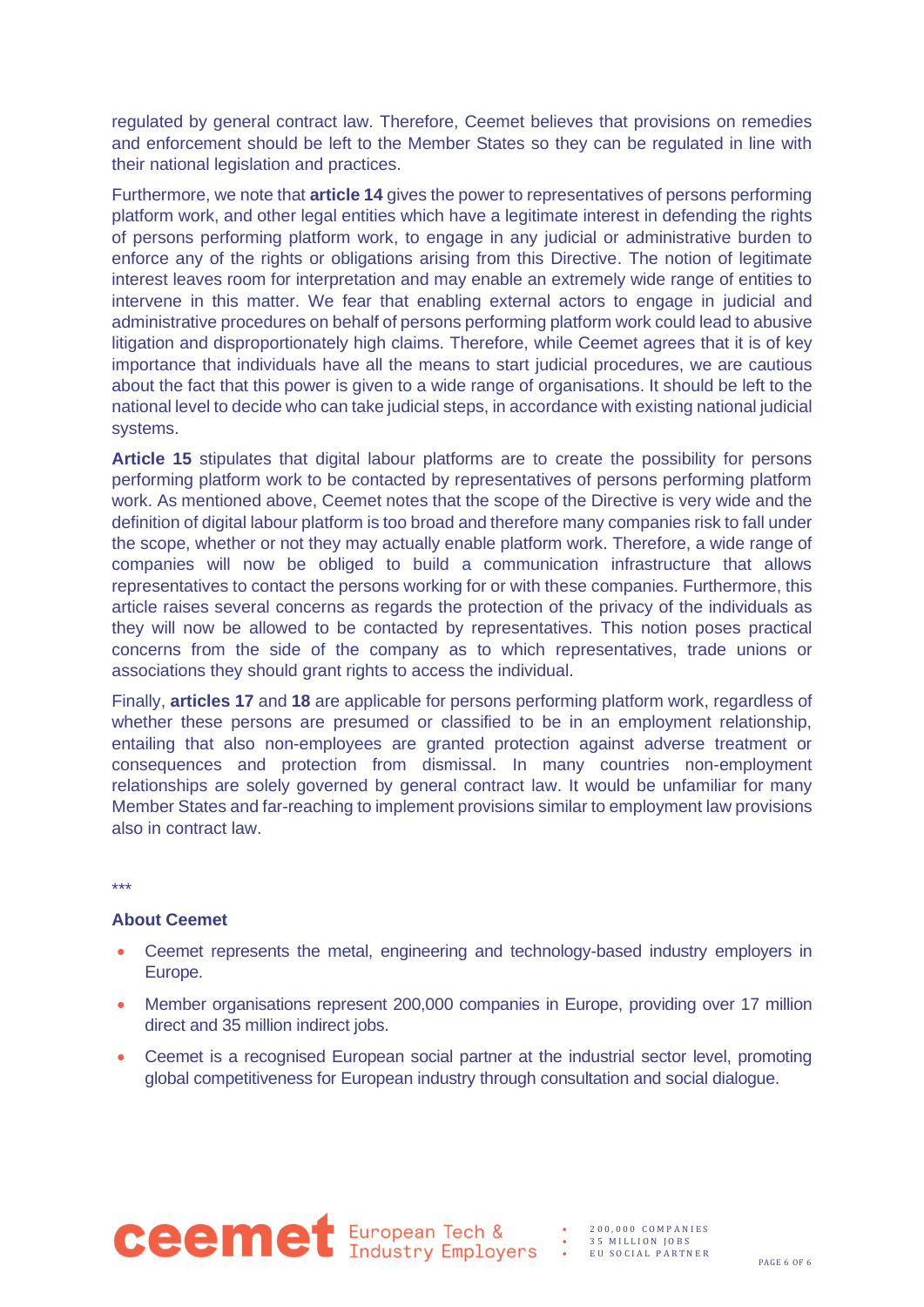regulated by general contract law. Therefore, Ceemet believes that provisions on remedies and enforcement should be left to the Member States so they can be regulated in line with their national legislation and practices.

Furthermore, we note that **article 14** gives the power to representatives of persons performing platform work, and other legal entities which have a legitimate interest in defending the rights of persons performing platform work, to engage in any judicial or administrative burden to enforce any of the rights or obligations arising from this Directive. The notion of legitimate interest leaves room for interpretation and may enable an extremely wide range of entities to intervene in this matter. We fear that enabling external actors to engage in judicial and administrative procedures on behalf of persons performing platform work could lead to abusive litigation and disproportionately high claims. Therefore, while Ceemet agrees that it is of key importance that individuals have all the means to start judicial procedures, we are cautious about the fact that this power is given to a wide range of organisations. It should be left to the national level to decide who can take judicial steps, in accordance with existing national judicial systems.

**Article 15** stipulates that digital labour platforms are to create the possibility for persons performing platform work to be contacted by representatives of persons performing platform work. As mentioned above, Ceemet notes that the scope of the Directive is very wide and the definition of digital labour platform is too broad and therefore many companies risk to fall under the scope, whether or not they may actually enable platform work. Therefore, a wide range of companies will now be obliged to build a communication infrastructure that allows representatives to contact the persons working for or with these companies. Furthermore, this article raises several concerns as regards the protection of the privacy of the individuals as they will now be allowed to be contacted by representatives. This notion poses practical concerns from the side of the company as to which representatives, trade unions or associations they should grant rights to access the individual.

Finally, **articles 17** and **18** are applicable for persons performing platform work, regardless of whether these persons are presumed or classified to be in an employment relationship, entailing that also non-employees are granted protection against adverse treatment or consequences and protection from dismissal. In many countries non-employment relationships are solely governed by general contract law. It would be unfamiliar for many Member States and far-reaching to implement provisions similar to employment law provisions also in contract law.

***

**About Ceemet**

- Ceemet represents the metal, engineering and technology-based industry employers in Europe.
- Member organisations represent 200,000 companies in Europe, providing over 17 million direct and 35 million indirect jobs.
- Ceemet is a recognised European social partner at the industrial sector level, promoting global competitiveness for European industry through consultation and social dialogue.